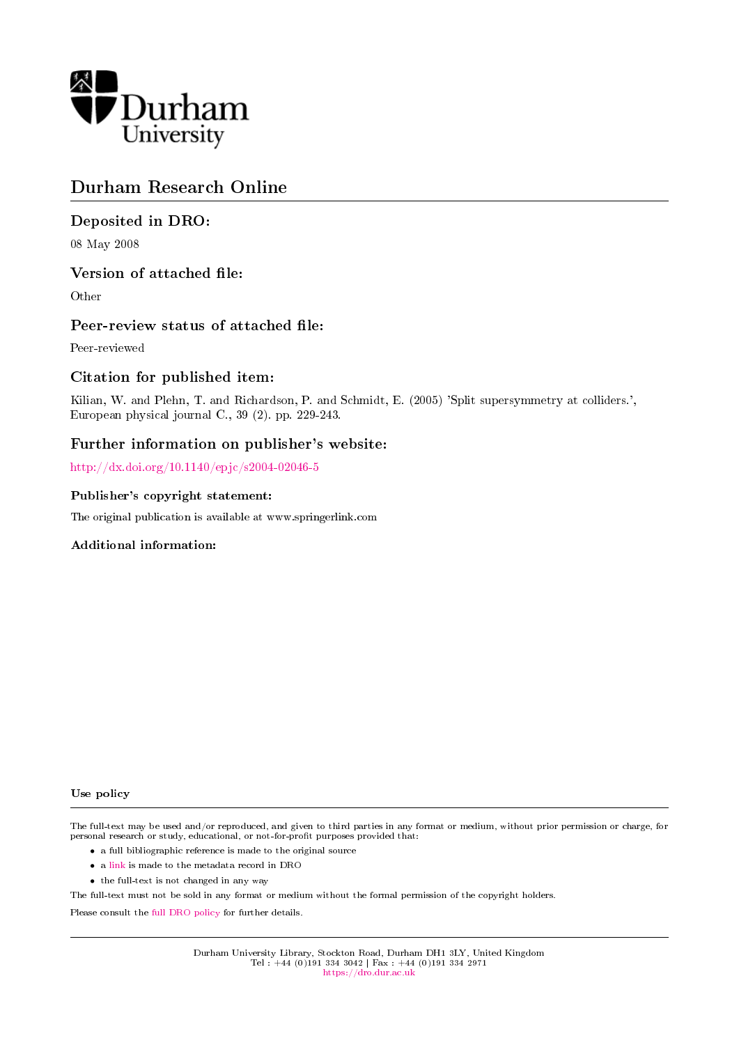Durham University

# Durham Research Online

## Deposited in DRO:

08 May 2008

## Version of attached file:

Other

## Peer-review status of attached file:

Peer-reviewed

## Citation for published item:

Kilian, W. and Plehn, T. and Richardson, P. and Schmidt, E. (2005) 'Split supersymmetry at colliders.', European physical journal C., 39 (2). pp. 229-243.

## Further information on publisher's website:

http://dx.doi.org/10.1140/epjc/s2004-02046-5

### Publisher's copyright statement:

The original publication is available at www.springerlink.com

### Additional information:

### Use policy

The full-text may be used and/or reproduced, and given to third parties in any format or medium, without prior permission or charge, for personal research or study, educational, or not-for-profit purposes provided that:

- a full bibliographic reference is made to the original source
- a link is made to the metadata record in DRO
- the full-text is not changed in any way

The full-text must not be sold in any format or medium without the formal permission of the copyright holders.

Please consult the full DRO policy for further details.

Durham University Library, Stockton Road, Durham DH1 3LY, United Kingdom
Tel : +44 (0)191 334 3042 | Fax : +44 (0)191 334 2971
https://dro.dur.ac.uk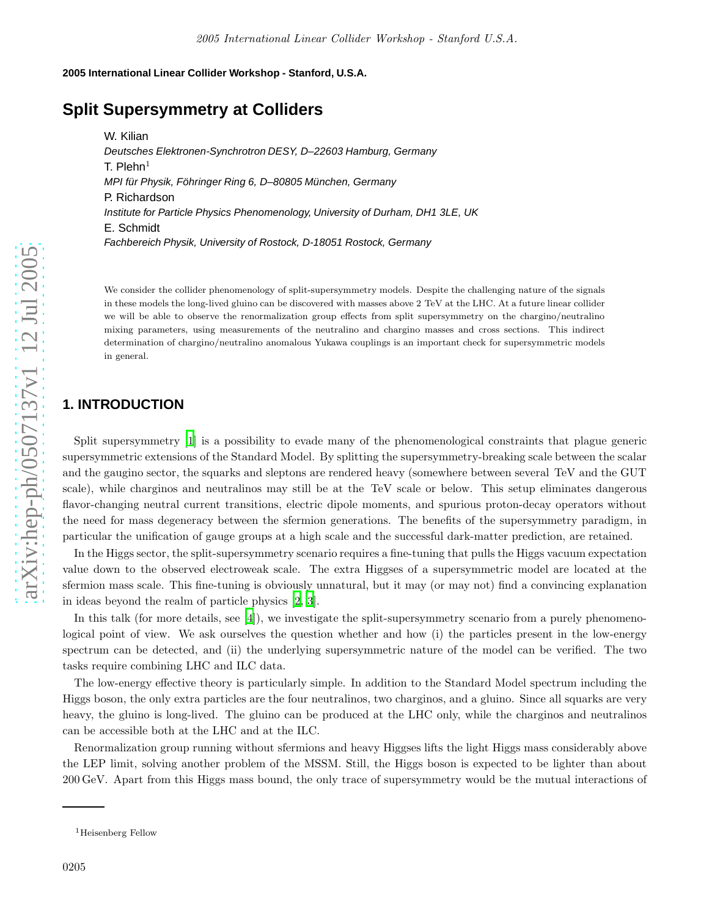**2005 International Linear Collider Workshop - Stanford, U.S.A.**

# Split Supersymmetry at Colliders

W. Kilian

*Deutsches Elektronen-Synchrotron DESY, D–22603 Hamburg, Germany*

T. Plehn[1]

*MPI für Physik, Föhringer Ring 6, D–80805 München, Germany*

P. Richardson

*Institute for Particle Physics Phenomenology, University of Durham, DH1 3LE, UK*

E. Schmidt

*Fachbereich Physik, University of Rostock, D-18051 Rostock, Germany*

We consider the collider phenomenology of split-supersymmetry models. Despite the challenging nature of the signals in these models the long-lived gluino can be discovered with masses above 2 TeV at the LHC. At a future linear collider we will be able to observe the renormalization group effects from split supersymmetry on the chargino/neutralino mixing parameters, using measurements of the neutralino and chargino masses and cross sections. This indirect determination of chargino/neutralino anomalous Yukawa couplings is an important check for supersymmetric models in general.

## 1. INTRODUCTION

Split supersymmetry [1] is a possibility to evade many of the phenomenological constraints that plague generic supersymmetric extensions of the Standard Model. By splitting the supersymmetry-breaking scale between the scalar and the gaugino sector, the squarks and sleptons are rendered heavy (somewhere between several TeV and the GUT scale), while charginos and neutralinos may still be at the TeV scale or below. This setup eliminates dangerous flavor-changing neutral current transitions, electric dipole moments, and spurious proton-decay operators without the need for mass degeneracy between the sfermion generations. The benefits of the supersymmetry paradigm, in particular the unification of gauge groups at a high scale and the successful dark-matter prediction, are retained.

In the Higgs sector, the split-supersymmetry scenario requires a fine-tuning that pulls the Higgs vacuum expectation value down to the observed electroweak scale. The extra Higgses of a supersymmetric model are located at the sfermion mass scale. This fine-tuning is obviously unnatural, but it may (or may not) find a convincing explanation in ideas beyond the realm of particle physics [2, 3].

In this talk (for more details, see [4]), we investigate the split-supersymmetry scenario from a purely phenomenological point of view. We ask ourselves the question whether and how (i) the particles present in the low-energy spectrum can be detected, and (ii) the underlying supersymmetric nature of the model can be verified. The two tasks require combining LHC and ILC data.

The low-energy effective theory is particularly simple. In addition to the Standard Model spectrum including the Higgs boson, the only extra particles are the four neutralinos, two charginos, and a gluino. Since all squarks are very heavy, the gluino is long-lived. The gluino can be produced at the LHC only, while the charginos and neutralinos can be accessible both at the LHC and at the ILC.

Renormalization group running without sfermions and heavy Higgses lifts the light Higgs mass considerably above the LEP limit, solving another problem of the MSSM. Still, the Higgs boson is expected to be lighter than about 200 GeV. Apart from this Higgs mass bound, the only trace of supersymmetry would be the mutual interactions of

---

[1] Heisenberg Fellow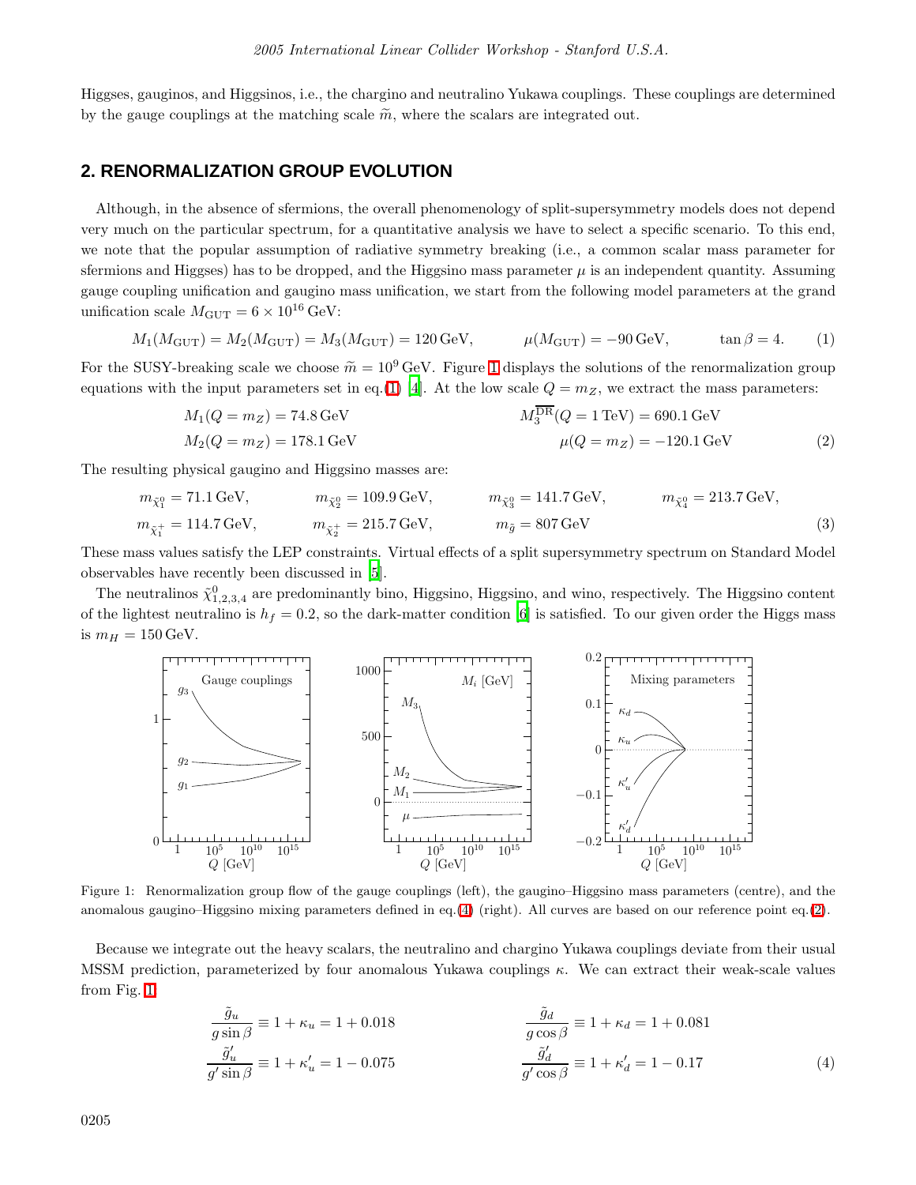Higgses, gauginos, and Higgsinos, i.e., the chargino and neutralino Yukawa couplings. These couplings are determined by the gauge couplings at the matching scale $\widetilde{m}$, where the scalars are integrated out.

## 2. RENORMALIZATION GROUP EVOLUTION

Although, in the absence of sfermions, the overall phenomenology of split-supersymmetry models does not depend very much on the particular spectrum, for a quantitative analysis we have to select a specific scenario. To this end, we note that the popular assumption of radiative symmetry breaking (i.e., a common scalar mass parameter for sfermions and Higgses) has to be dropped, and the Higgsino mass parameter $\mu$ is an independent quantity. Assuming gauge coupling unification and gaugino mass unification, we start from the following model parameters at the grand unification scale $M_{\rm GUT} = 6 \times 10^{16}\,$GeV:

$$M_1(M_{\rm GUT}) = M_2(M_{\rm GUT}) = M_3(M_{\rm GUT}) = 120\,\text{GeV}, \qquad \mu(M_{\rm GUT}) = -90\,\text{GeV}, \qquad \tan\beta = 4. \tag{1}$$

For the SUSY-breaking scale we choose $\widetilde{m} = 10^9\,$GeV. Figure 1 displays the solutions of the renormalization group equations with the input parameters set in eq.(1) [4]. At the low scale $Q = m_Z$, we extract the mass parameters:

$$\begin{aligned} M_1(Q = m_Z) &= 74.8\,\text{GeV} & \qquad M_3^{\overline{\rm DR}}(Q = 1\,\text{TeV}) &= 690.1\,\text{GeV} \\ M_2(Q = m_Z) &= 178.1\,\text{GeV} & \mu(Q = m_Z) &= -120.1\,\text{GeV} \end{aligned} \tag{2}$$

The resulting physical gaugino and Higgsino masses are:

$$\begin{aligned} &m_{\tilde\chi^0_1} = 71.1\,\text{GeV}, \quad &m_{\tilde\chi^0_2} = 109.9\,\text{GeV}, \quad &m_{\tilde\chi^0_3} = 141.7\,\text{GeV}, \quad &m_{\tilde\chi^0_4} = 213.7\,\text{GeV}, \\ &m_{\tilde\chi^+_1} = 114.7\,\text{GeV}, \quad &m_{\tilde\chi^+_2} = 215.7\,\text{GeV}, \quad &m_{\tilde g} = 807\,\text{GeV} \end{aligned} \tag{3}$$

These mass values satisfy the LEP constraints. Virtual effects of a split supersymmetry spectrum on Standard Model observables have recently been discussed in [5].

The neutralinos $\tilde\chi^0_{1,2,3,4}$ are predominantly bino, Higgsino, Higgsino, and wino, respectively. The Higgsino content of the lightest neutralino is $h_f = 0.2$, so the dark-matter condition [6] is satisfied. To our given order the Higgs mass is $m_H = 150\,$GeV.

Figure 1: Renormalization group flow of the gauge couplings (left), the gaugino–Higgsino mass parameters (centre), and the anomalous gaugino–Higgsino mixing parameters defined in eq.(4) (right). All curves are based on our reference point eq.(2).

Because we integrate out the heavy scalars, the neutralino and chargino Yukawa couplings deviate from their usual MSSM prediction, parameterized by four anomalous Yukawa couplings $\kappa$. We can extract their weak-scale values from Fig. 1

$$\begin{aligned} \frac{\tilde g_u}{g \sin\beta} &\equiv 1 + \kappa_u = 1 + 0.018 & \qquad \frac{\tilde g_d}{g \cos\beta} &\equiv 1 + \kappa_d = 1 + 0.081 \\ \frac{\tilde g'_u}{g' \sin\beta} &\equiv 1 + \kappa'_u = 1 - 0.075 & \frac{\tilde g'_d}{g' \cos\beta} &\equiv 1 + \kappa'_d = 1 - 0.17 \end{aligned} \tag{4}$$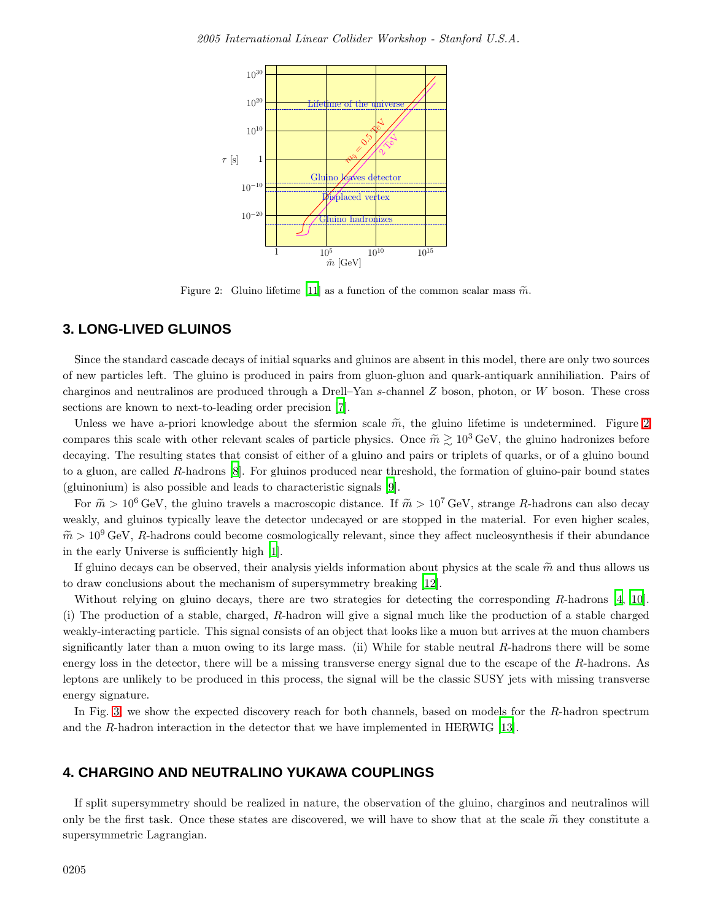Figure 2: Gluino lifetime [11] as a function of the common scalar mass $\widetilde{m}$.

## 3. LONG-LIVED GLUINOS

Since the standard cascade decays of initial squarks and gluinos are absent in this model, there are only two sources of new particles left. The gluino is produced in pairs from gluon-gluon and quark-antiquark annihiliation. Pairs of charginos and neutralinos are produced through a Drell–Yan $s$-channel $Z$ boson, photon, or $W$ boson. These cross sections are known to next-to-leading order precision [7].

Unless we have a-priori knowledge about the sfermion scale $\widetilde{m}$, the gluino lifetime is undetermined. Figure 2 compares this scale with other relevant scales of particle physics. Once $\widetilde{m} \gtrsim 10^3\,\text{GeV}$, the gluino hadronizes before decaying. The resulting states that consist of either of a gluino and pairs or triplets of quarks, or of a gluino bound to a gluon, are called $R$-hadrons [8]. For gluinos produced near threshold, the formation of gluino-pair bound states (gluinonium) is also possible and leads to characteristic signals [9].

For $\widetilde{m} > 10^6\,\text{GeV}$, the gluino travels a macroscopic distance. If $\widetilde{m} > 10^7\,\text{GeV}$, strange $R$-hadrons can also decay weakly, and gluinos typically leave the detector undecayed or are stopped in the material. For even higher scales, $\widetilde{m} > 10^9\,\text{GeV}$, $R$-hadrons could become cosmologically relevant, since they affect nucleosynthesis if their abundance in the early Universe is sufficiently high [1].

If gluino decays can be observed, their analysis yields information about physics at the scale $\widetilde{m}$ and thus allows us to draw conclusions about the mechanism of supersymmetry breaking [12].

Without relying on gluino decays, there are two strategies for detecting the corresponding $R$-hadrons [4, 10]. (i) The production of a stable, charged, $R$-hadron will give a signal much like the production of a stable charged weakly-interacting particle. This signal consists of an object that looks like a muon but arrives at the muon chambers significantly later than a muon owing to its large mass. (ii) While for stable neutral $R$-hadrons there will be some energy loss in the detector, there will be a missing transverse energy signal due to the escape of the $R$-hadrons. As leptons are unlikely to be produced in this process, the signal will be the classic SUSY jets with missing transverse energy signature.

In Fig. 3, we show the expected discovery reach for both channels, based on models for the $R$-hadron spectrum and the $R$-hadron interaction in the detector that we have implemented in HERWIG [13].

## 4. CHARGINO AND NEUTRALINO YUKAWA COUPLINGS

If split supersymmetry should be realized in nature, the observation of the gluino, charginos and neutralinos will only be the first task. Once these states are discovered, we will have to show that at the scale $\widetilde{m}$ they constitute a supersymmetric Lagrangian.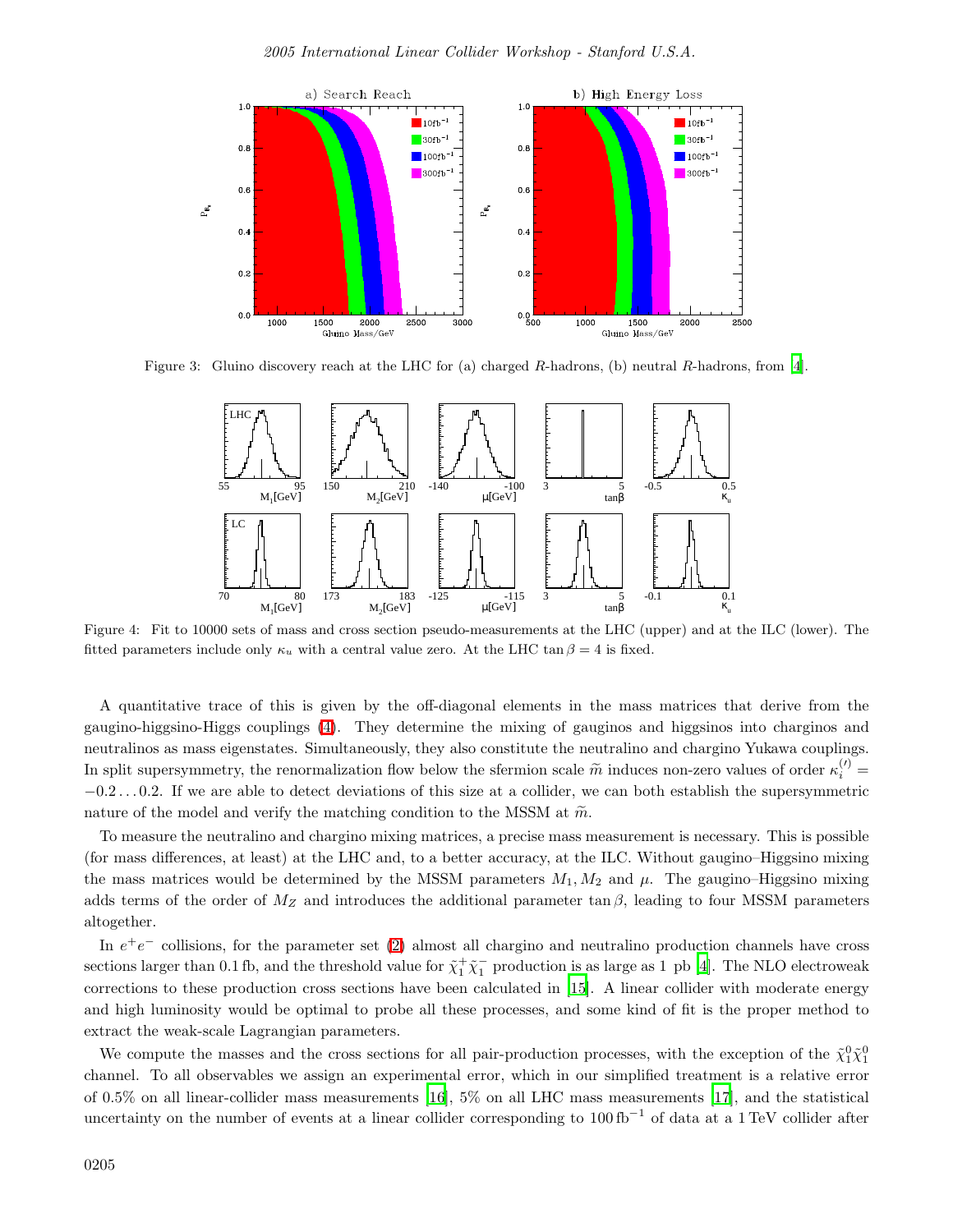Figure 3: Gluino discovery reach at the LHC for (a) charged $R$-hadrons, (b) neutral $R$-hadrons, from [4].

Figure 4: Fit to 10000 sets of mass and cross section pseudo-measurements at the LHC (upper) and at the ILC (lower). The fitted parameters include only $\kappa_u$ with a central value zero. At the LHC $\tan\beta = 4$ is fixed.

A quantitative trace of this is given by the off-diagonal elements in the mass matrices that derive from the gaugino-higgsino-Higgs couplings (4). They determine the mixing of gauginos and higgsinos into charginos and neutralinos as mass eigenstates. Simultaneously, they also constitute the neutralino and chargino Yukawa couplings. In split supersymmetry, the renormalization flow below the sfermion scale $\widetilde{m}$ induces non-zero values of order $\kappa_i^{(\prime)} = -0.2\ldots0.2$. If we are able to detect deviations of this size at a collider, we can both establish the supersymmetric nature of the model and verify the matching condition to the MSSM at $\widetilde{m}$.

To measure the neutralino and chargino mixing matrices, a precise mass measurement is necessary. This is possible (for mass differences, at least) at the LHC and, to a better accuracy, at the ILC. Without gaugino–Higgsino mixing the mass matrices would be determined by the MSSM parameters $M_1, M_2$ and $\mu$. The gaugino–Higgsino mixing adds terms of the order of $M_Z$ and introduces the additional parameter $\tan\beta$, leading to four MSSM parameters altogether.

In $e^+e^-$ collisions, for the parameter set (2) almost all chargino and neutralino production channels have cross sections larger than 0.1 fb, and the threshold value for $\tilde{\chi}_1^+\tilde{\chi}_1^-$ production is as large as 1 pb [4]. The NLO electroweak corrections to these production cross sections have been calculated in [15]. A linear collider with moderate energy and high luminosity would be optimal to probe all these processes, and some kind of fit is the proper method to extract the weak-scale Lagrangian parameters.

We compute the masses and the cross sections for all pair-production processes, with the exception of the $\tilde{\chi}_1^0\tilde{\chi}_1^0$ channel. To all observables we assign an experimental error, which in our simplified treatment is a relative error of 0.5% on all linear-collider mass measurements [16], 5% on all LHC mass measurements [17], and the statistical uncertainty on the number of events at a linear collider corresponding to $100\,\text{fb}^{-1}$ of data at a 1 TeV collider after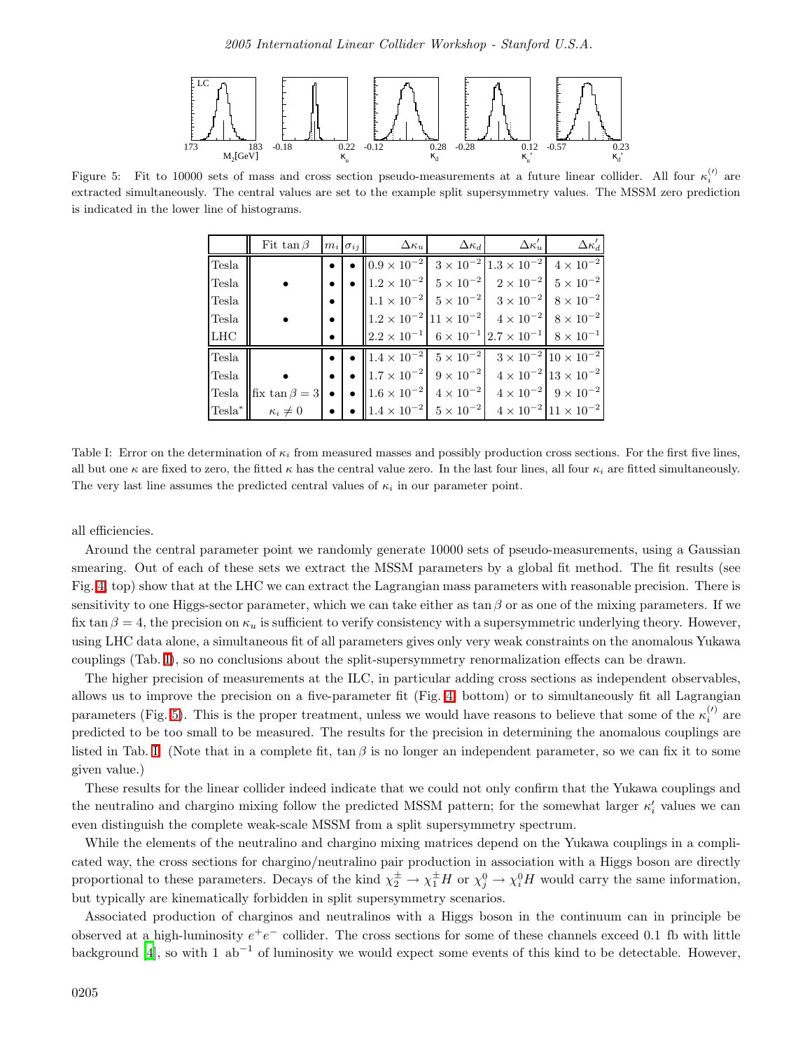Figure 5: Fit to 10000 sets of mass and cross section pseudo-measurements at a future linear collider. All four $\kappa_i^{(\prime)}$ are extracted simultaneously. The central values are set to the example split supersymmetry values. The MSSM zero prediction is indicated in the lower line of histograms.

| | Fit $\tan\beta$ | $m_i$ | $\sigma_{ij}$ | $\Delta\kappa_u$ | $\Delta\kappa_d$ | $\Delta\kappa_u'$ | $\Delta\kappa_d'$ |
|---|---|---|---|---|---|---|---|
| Tesla | | • | • | $0.9 \times 10^{-2}$ | $3 \times 10^{-2}$ | $1.3 \times 10^{-2}$ | $4 \times 10^{-2}$ |
| Tesla | • | • | • | $1.2 \times 10^{-2}$ | $5 \times 10^{-2}$ | $2 \times 10^{-2}$ | $5 \times 10^{-2}$ |
| Tesla | | • | | $1.1 \times 10^{-2}$ | $5 \times 10^{-2}$ | $3 \times 10^{-2}$ | $8 \times 10^{-2}$ |
| Tesla | • | • | | $1.2 \times 10^{-2}$ | $11 \times 10^{-2}$ | $4 \times 10^{-2}$ | $8 \times 10^{-2}$ |
| LHC | | • | | $2.2 \times 10^{-1}$ | $6 \times 10^{-1}$ | $2.7 \times 10^{-1}$ | $8 \times 10^{-1}$ |
| Tesla | | • | • | $1.4 \times 10^{-2}$ | $5 \times 10^{-2}$ | $3 \times 10^{-2}$ | $10 \times 10^{-2}$ |
| Tesla | • | • | • | $1.7 \times 10^{-2}$ | $9 \times 10^{-2}$ | $4 \times 10^{-2}$ | $13 \times 10^{-2}$ |
| Tesla | fix $\tan\beta = 3$ | • | • | $1.6 \times 10^{-2}$ | $4 \times 10^{-2}$ | $4 \times 10^{-2}$ | $9 \times 10^{-2}$ |
| Tesla* | $\kappa_i \neq 0$ | • | • | $1.4 \times 10^{-2}$ | $5 \times 10^{-2}$ | $4 \times 10^{-2}$ | $11 \times 10^{-2}$ |

Table I: Error on the determination of $\kappa_i$ from measured masses and possibly production cross sections. For the first five lines, all but one $\kappa$ are fixed to zero, the fitted $\kappa$ has the central value zero. In the last four lines, all four $\kappa_i$ are fitted simultaneously. The very last line assumes the predicted central values of $\kappa_i$ in our parameter point.

all efficiencies.

Around the central parameter point we randomly generate 10000 sets of pseudo-measurements, using a Gaussian smearing. Out of each of these sets we extract the MSSM parameters by a global fit method. The fit results (see Fig. 4, top) show that at the LHC we can extract the Lagrangian mass parameters with reasonable precision. There is sensitivity to one Higgs-sector parameter, which we can take either as $\tan\beta$ or as one of the mixing parameters. If we fix $\tan\beta = 4$, the precision on $\kappa_u$ is sufficient to verify consistency with a supersymmetric underlying theory. However, using LHC data alone, a simultaneous fit of all parameters gives only very weak constraints on the anomalous Yukawa couplings (Tab. I), so no conclusions about the split-supersymmetry renormalization effects can be drawn.

The higher precision of measurements at the ILC, in particular adding cross sections as independent observables, allows us to improve the precision on a five-parameter fit (Fig. 4, bottom) or to simultaneously fit all Lagrangian parameters (Fig. 5). This is the proper treatment, unless we would have reasons to believe that some of the $\kappa_i^{(\prime)}$ are predicted to be too small to be measured. The results for the precision in determining the anomalous couplings are listed in Tab. I. (Note that in a complete fit, $\tan\beta$ is no longer an independent parameter, so we can fix it to some given value.)

These results for the linear collider indeed indicate that we could not only confirm that the Yukawa couplings and the neutralino and chargino mixing follow the predicted MSSM pattern; for the somewhat larger $\kappa_i'$ values we can even distinguish the complete weak-scale MSSM from a split supersymmetry spectrum.

While the elements of the neutralino and chargino mixing matrices depend on the Yukawa couplings in a complicated way, the cross sections for chargino/neutralino pair production in association with a Higgs boson are directly proportional to these parameters. Decays of the kind $\chi_2^\pm \to \chi_1^\pm H$ or $\chi_j^0 \to \chi_i^0 H$ would carry the same information, but typically are kinematically forbidden in split supersymmetry scenarios.

Associated production of charginos and neutralinos with a Higgs boson in the continuum can in principle be observed at a high-luminosity $e^+e^-$ collider. The cross sections for some of these channels exceed 0.1 fb with little background [4], so with 1 $\text{ab}^{-1}$ of luminosity we would expect some events of this kind to be detectable. However,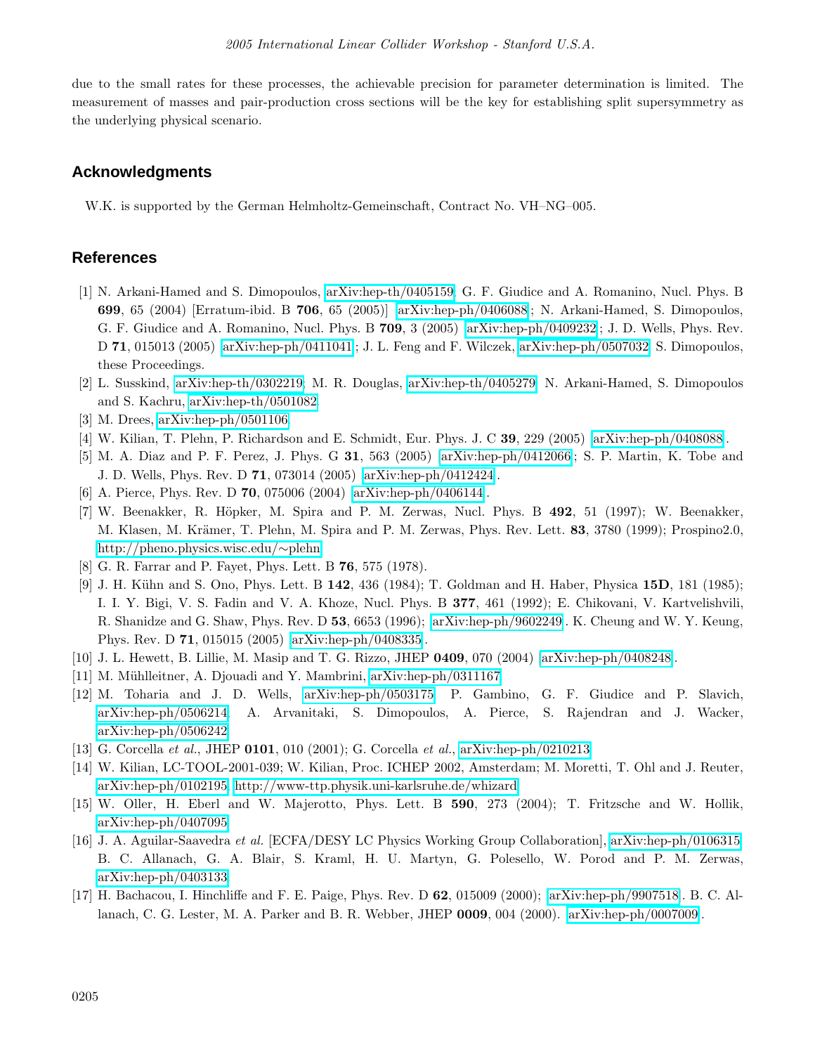due to the small rates for these processes, the achievable precision for parameter determination is limited. The measurement of masses and pair-production cross sections will be the key for establishing split supersymmetry as the underlying physical scenario.

## Acknowledgments

W.K. is supported by the German Helmholtz-Gemeinschaft, Contract No. VH–NG–005.

## References

[1] N. Arkani-Hamed and S. Dimopoulos, arXiv:hep-th/0405159. G. F. Giudice and A. Romanino, Nucl. Phys. B **699**, 65 (2004) [Erratum-ibid. B **706**, 65 (2005)] [arXiv:hep-ph/0406088]; N. Arkani-Hamed, S. Dimopoulos, G. F. Giudice and A. Romanino, Nucl. Phys. B **709**, 3 (2005) [arXiv:hep-ph/0409232]; J. D. Wells, Phys. Rev. D **71**, 015013 (2005) [arXiv:hep-ph/0411041]; J. L. Feng and F. Wilczek, arXiv:hep-ph/0507032. S. Dimopoulos, these Proceedings.

[2] L. Susskind, arXiv:hep-th/0302219. M. R. Douglas, arXiv:hep-th/0405279. N. Arkani-Hamed, S. Dimopoulos and S. Kachru, arXiv:hep-th/0501082.

[3] M. Drees, arXiv:hep-ph/0501106.

[4] W. Kilian, T. Plehn, P. Richardson and E. Schmidt, Eur. Phys. J. C **39**, 229 (2005) [arXiv:hep-ph/0408088].

[5] M. A. Diaz and P. F. Perez, J. Phys. G **31**, 563 (2005) [arXiv:hep-ph/0412066]; S. P. Martin, K. Tobe and J. D. Wells, Phys. Rev. D **71**, 073014 (2005) [arXiv:hep-ph/0412424].

[6] A. Pierce, Phys. Rev. D **70**, 075006 (2004) [arXiv:hep-ph/0406144].

[7] W. Beenakker, R. Höpker, M. Spira and P. M. Zerwas, Nucl. Phys. B **492**, 51 (1997); W. Beenakker, M. Klasen, M. Krämer, T. Plehn, M. Spira and P. M. Zerwas, Phys. Rev. Lett. **83**, 3780 (1999); Prospino2.0, http://pheno.physics.wisc.edu/∼plehn.

[8] G. R. Farrar and P. Fayet, Phys. Lett. B **76**, 575 (1978).

[9] J. H. Kühn and S. Ono, Phys. Lett. B **142**, 436 (1984); T. Goldman and H. Haber, Physica **15D**, 181 (1985); I. I. Y. Bigi, V. S. Fadin and V. A. Khoze, Nucl. Phys. B **377**, 461 (1992); E. Chikovani, V. Kartvelishvili, R. Shanidze and G. Shaw, Phys. Rev. D **53**, 6653 (1996); [arXiv:hep-ph/9602249]. K. Cheung and W. Y. Keung, Phys. Rev. D **71**, 015015 (2005) [arXiv:hep-ph/0408335].

[10] J. L. Hewett, B. Lillie, M. Masip and T. G. Rizzo, JHEP **0409**, 070 (2004) [arXiv:hep-ph/0408248].

[11] M. Mühlleitner, A. Djouadi and Y. Mambrini, arXiv:hep-ph/0311167.

[12] M. Toharia and J. D. Wells, arXiv:hep-ph/0503175. P. Gambino, G. F. Giudice and P. Slavich, arXiv:hep-ph/0506214. A. Arvanitaki, S. Dimopoulos, A. Pierce, S. Rajendran and J. Wacker, arXiv:hep-ph/0506242.

[13] G. Corcella *et al.*, JHEP **0101**, 010 (2001); G. Corcella *et al.*, arXiv:hep-ph/0210213.

[14] W. Kilian, LC-TOOL-2001-039; W. Kilian, Proc. ICHEP 2002, Amsterdam; M. Moretti, T. Ohl and J. Reuter, arXiv:hep-ph/0102195. http://www-ttp.physik.uni-karlsruhe.de/whizard.

[15] W. Oller, H. Eberl and W. Majerotto, Phys. Lett. B **590**, 273 (2004); T. Fritzsche and W. Hollik, arXiv:hep-ph/0407095.

[16] J. A. Aguilar-Saavedra *et al.* [ECFA/DESY LC Physics Working Group Collaboration], arXiv:hep-ph/0106315. B. C. Allanach, G. A. Blair, S. Kraml, H. U. Martyn, G. Polesello, W. Porod and P. M. Zerwas, arXiv:hep-ph/0403133.

[17] H. Bachacou, I. Hinchliffe and F. E. Paige, Phys. Rev. D **62**, 015009 (2000); [arXiv:hep-ph/9907518]. B. C. Allanach, C. G. Lester, M. A. Parker and B. R. Webber, JHEP **0009**, 004 (2000). [arXiv:hep-ph/0007009].